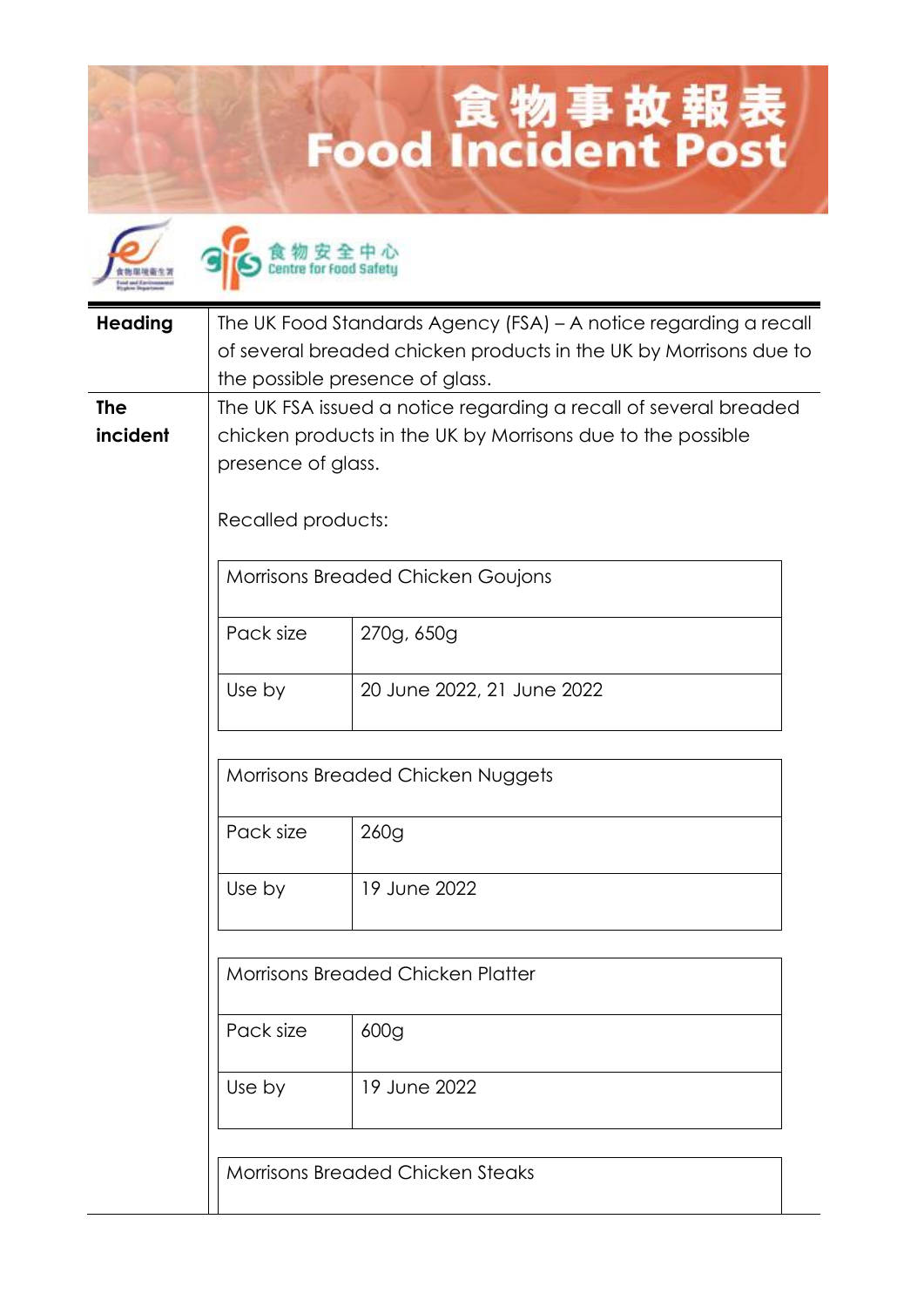# 食物事故報表
# Food Incident Post

食物安全中心
Centre for Food Safety

| | |
|---|---|
| **Heading** | The UK Food Standards Agency (FSA) – A notice regarding a recall of several breaded chicken products in the UK by Morrisons due to the possible presence of glass. |
| **The incident** | The UK FSA issued a notice regarding a recall of several breaded chicken products in the UK by Morrisons due to the possible presence of glass. |

Recalled products:

| Morrisons Breaded Chicken Goujons | |
|---|---|
| Pack size | 270g, 650g |
| Use by | 20 June 2022, 21 June 2022 |

| Morrisons Breaded Chicken Nuggets | |
|---|---|
| Pack size | 260g |
| Use by | 19 June 2022 |

| Morrisons Breaded Chicken Platter | |
|---|---|
| Pack size | 600g |
| Use by | 19 June 2022 |

| Morrisons Breaded Chicken Steaks | |
|---|---|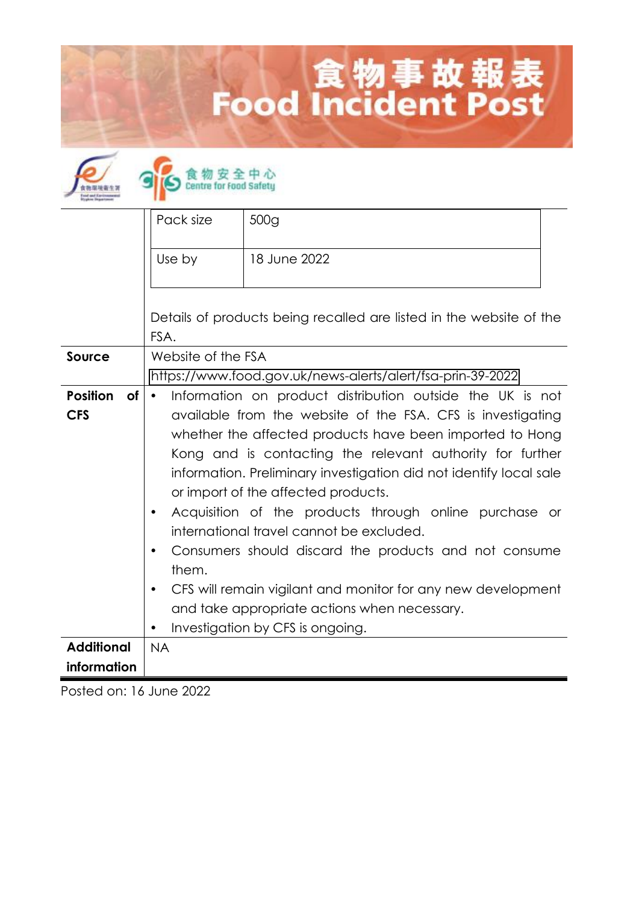| | |
|---|---|
| | <table><tr><td>Pack size</td><td>500g</td></tr><tr><td>Use by</td><td>18 June 2022</td></tr></table> Details of products being recalled are listed in the website of the FSA. |
| **Source** | Website of the FSA https://www.food.gov.uk/news-alerts/alert/fsa-prin-39-2022 |
| **Position of CFS** | • Information on product distribution outside the UK is not available from the website of the FSA. CFS is investigating whether the affected products have been imported to Hong Kong and is contacting the relevant authority for further information. Preliminary investigation did not identify local sale or import of the affected products.<br>• Acquisition of the products through online purchase or international travel cannot be excluded.<br>• Consumers should discard the products and not consume them.<br>• CFS will remain vigilant and monitor for any new development and take appropriate actions when necessary.<br>• Investigation by CFS is ongoing. |
| **Additional information** | NA |

Posted on: 16 June 2022